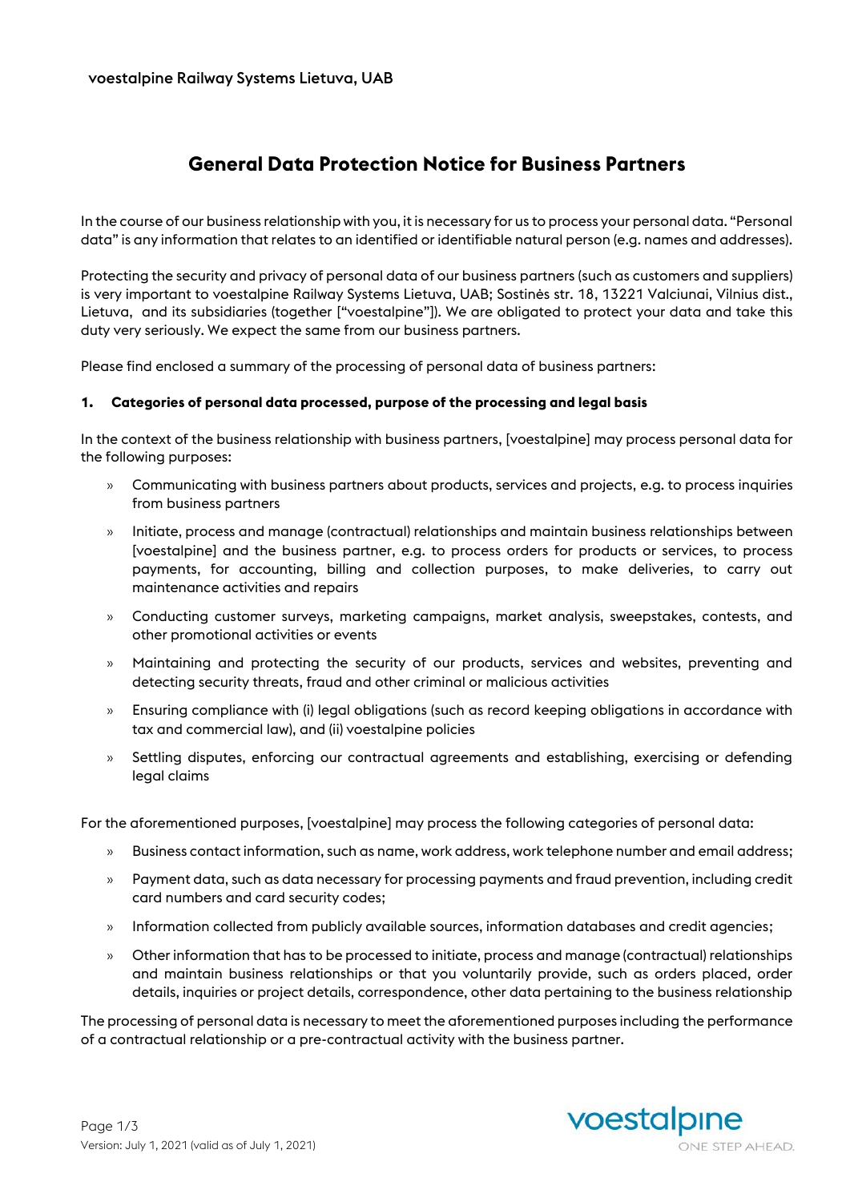voestalpine Railway Systems Lietuva, UAB

# General Data Protection Notice for Business Partners

In the course of our business relationship with you, it is necessary for us to process your personal data. "Personal data" is any information that relates to an identified or identifiable natural person (e.g. names and addresses).

Protecting the security and privacy of personal data of our business partners (such as customers and suppliers) is very important to voestalpine Railway Systems Lietuva, UAB; Sostinės str. 18, 13221 Valciunai, Vilnius dist., Lietuva, and its subsidiaries (together ["voestalpine"]). We are obligated to protect your data and take this duty very seriously. We expect the same from our business partners.

Please find enclosed a summary of the processing of personal data of business partners:

## 1. Categories of personal data processed, purpose of the processing and legal basis

In the context of the business relationship with business partners, [voestalpine] may process personal data for the following purposes:

- Communicating with business partners about products, services and projects, e.g. to process inquiries from business partners
- Initiate, process and manage (contractual) relationships and maintain business relationships between [voestalpine] and the business partner, e.g. to process orders for products or services, to process payments, for accounting, billing and collection purposes, to make deliveries, to carry out maintenance activities and repairs
- Conducting customer surveys, marketing campaigns, market analysis, sweepstakes, contests, and other promotional activities or events
- Maintaining and protecting the security of our products, services and websites, preventing and detecting security threats, fraud and other criminal or malicious activities
- Ensuring compliance with (i) legal obligations (such as record keeping obligations in accordance with tax and commercial law), and (ii) voestalpine policies
- Settling disputes, enforcing our contractual agreements and establishing, exercising or defending legal claims

For the aforementioned purposes, [voestalpine] may process the following categories of personal data:

- Business contact information, such as name, work address, work telephone number and email address;
- Payment data, such as data necessary for processing payments and fraud prevention, including credit card numbers and card security codes;
- Information collected from publicly available sources, information databases and credit agencies;
- Other information that has to be processed to initiate, process and manage (contractual) relationships and maintain business relationships or that you voluntarily provide, such as orders placed, order details, inquiries or project details, correspondence, other data pertaining to the business relationship

The processing of personal data is necessary to meet the aforementioned purposes including the performance of a contractual relationship or a pre-contractual activity with the business partner.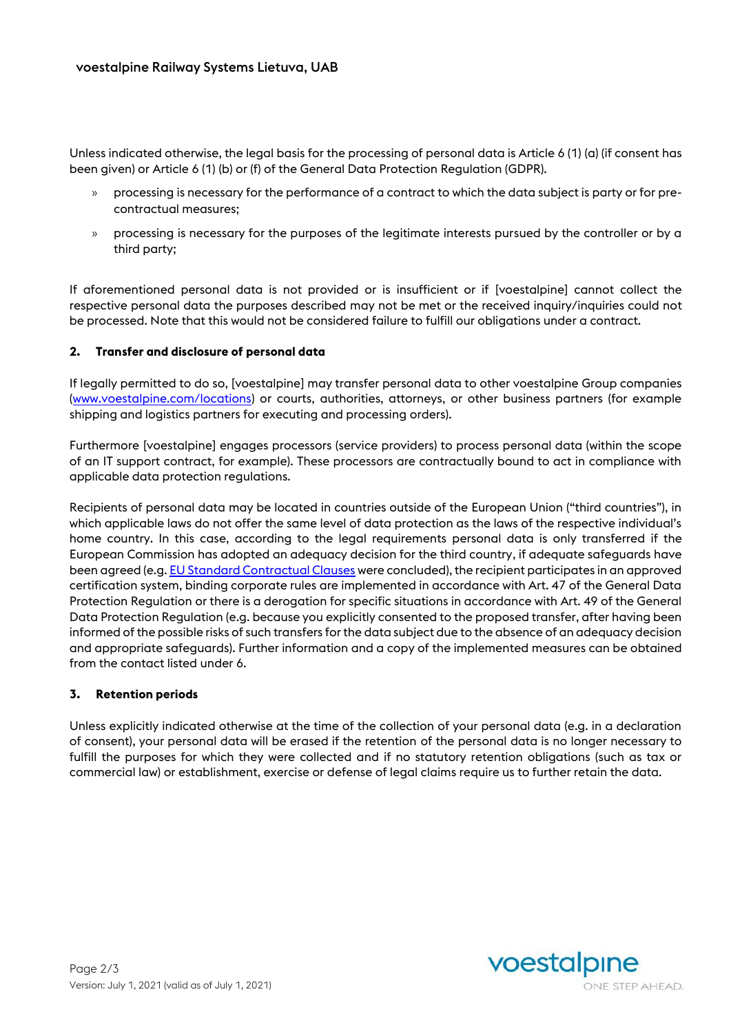Unless indicated otherwise, the legal basis for the processing of personal data is Article 6 (1) (a) (if consent has been given) or Article 6 (1) (b) or (f) of the General Data Protection Regulation (GDPR).

- processing is necessary for the performance of a contract to which the data subject is party or for pre-contractual measures;
- processing is necessary for the purposes of the legitimate interests pursued by the controller or by a third party;

If aforementioned personal data is not provided or is insufficient or if [voestalpine] cannot collect the respective personal data the purposes described may not be met or the received inquiry/inquiries could not be processed. Note that this would not be considered failure to fulfill our obligations under a contract.

## 2. Transfer and disclosure of personal data

If legally permitted to do so, [voestalpine] may transfer personal data to other voestalpine Group companies (www.voestalpine.com/locations) or courts, authorities, attorneys, or other business partners (for example shipping and logistics partners for executing and processing orders).

Furthermore [voestalpine] engages processors (service providers) to process personal data (within the scope of an IT support contract, for example). These processors are contractually bound to act in compliance with applicable data protection regulations.

Recipients of personal data may be located in countries outside of the European Union ("third countries"), in which applicable laws do not offer the same level of data protection as the laws of the respective individual's home country. In this case, according to the legal requirements personal data is only transferred if the European Commission has adopted an adequacy decision for the third country, if adequate safeguards have been agreed (e.g. EU Standard Contractual Clauses were concluded), the recipient participates in an approved certification system, binding corporate rules are implemented in accordance with Art. 47 of the General Data Protection Regulation or there is a derogation for specific situations in accordance with Art. 49 of the General Data Protection Regulation (e.g. because you explicitly consented to the proposed transfer, after having been informed of the possible risks of such transfers for the data subject due to the absence of an adequacy decision and appropriate safeguards). Further information and a copy of the implemented measures can be obtained from the contact listed under 6.

## 3. Retention periods

Unless explicitly indicated otherwise at the time of the collection of your personal data (e.g. in a declaration of consent), your personal data will be erased if the retention of the personal data is no longer necessary to fulfill the purposes for which they were collected and if no statutory retention obligations (such as tax or commercial law) or establishment, exercise or defense of legal claims require us to further retain the data.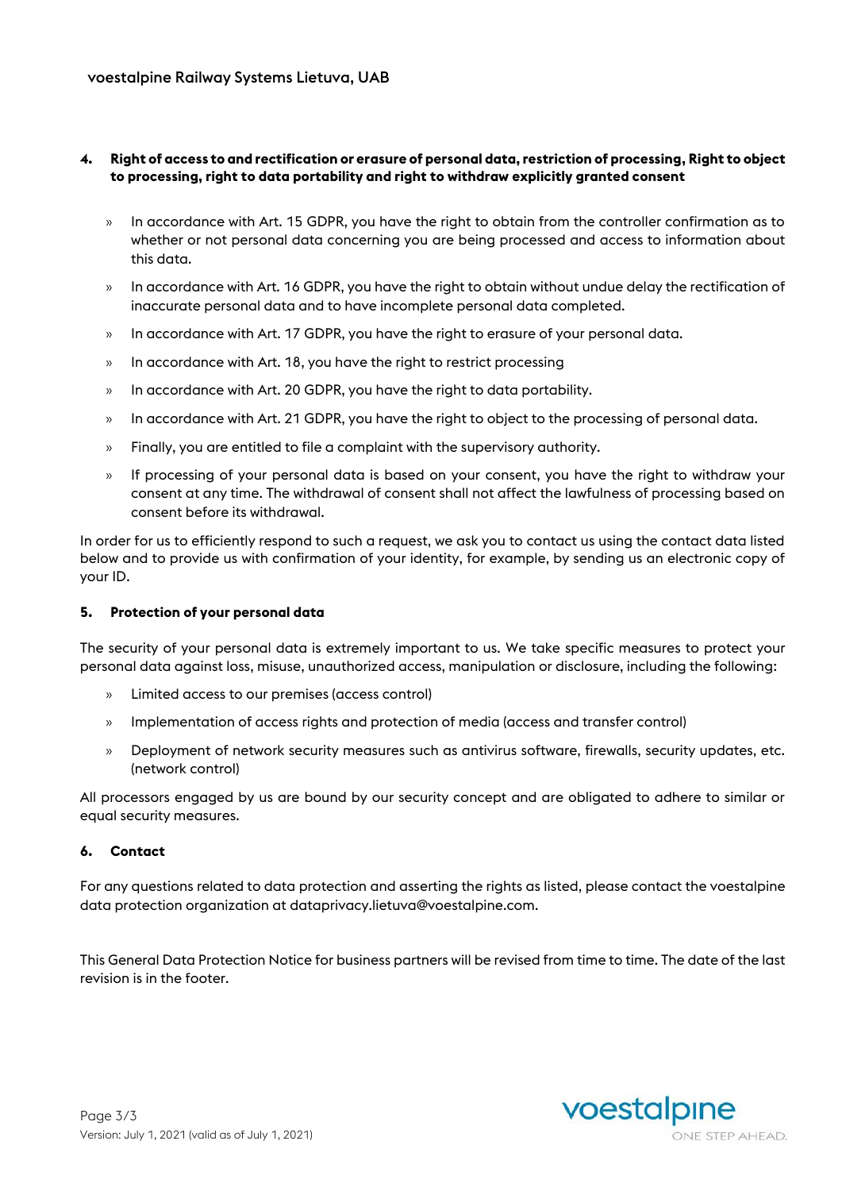## 4. Right of access to and rectification or erasure of personal data, restriction of processing, Right to object to processing, right to data portability and right to withdraw explicitly granted consent

- In accordance with Art. 15 GDPR, you have the right to obtain from the controller confirmation as to whether or not personal data concerning you are being processed and access to information about this data.
- In accordance with Art. 16 GDPR, you have the right to obtain without undue delay the rectification of inaccurate personal data and to have incomplete personal data completed.
- In accordance with Art. 17 GDPR, you have the right to erasure of your personal data.
- In accordance with Art. 18, you have the right to restrict processing
- In accordance with Art. 20 GDPR, you have the right to data portability.
- In accordance with Art. 21 GDPR, you have the right to object to the processing of personal data.
- Finally, you are entitled to file a complaint with the supervisory authority.
- If processing of your personal data is based on your consent, you have the right to withdraw your consent at any time. The withdrawal of consent shall not affect the lawfulness of processing based on consent before its withdrawal.

In order for us to efficiently respond to such a request, we ask you to contact us using the contact data listed below and to provide us with confirmation of your identity, for example, by sending us an electronic copy of your ID.

## 5. Protection of your personal data

The security of your personal data is extremely important to us. We take specific measures to protect your personal data against loss, misuse, unauthorized access, manipulation or disclosure, including the following:

- Limited access to our premises (access control)
- Implementation of access rights and protection of media (access and transfer control)
- Deployment of network security measures such as antivirus software, firewalls, security updates, etc. (network control)

All processors engaged by us are bound by our security concept and are obligated to adhere to similar or equal security measures.

## 6. Contact

For any questions related to data protection and asserting the rights as listed, please contact the voestalpine data protection organization at dataprivacy.lietuva@voestalpine.com.

This General Data Protection Notice for business partners will be revised from time to time. The date of the last revision is in the footer.

Version: July 1, 2021 (valid as of July 1, 2021)